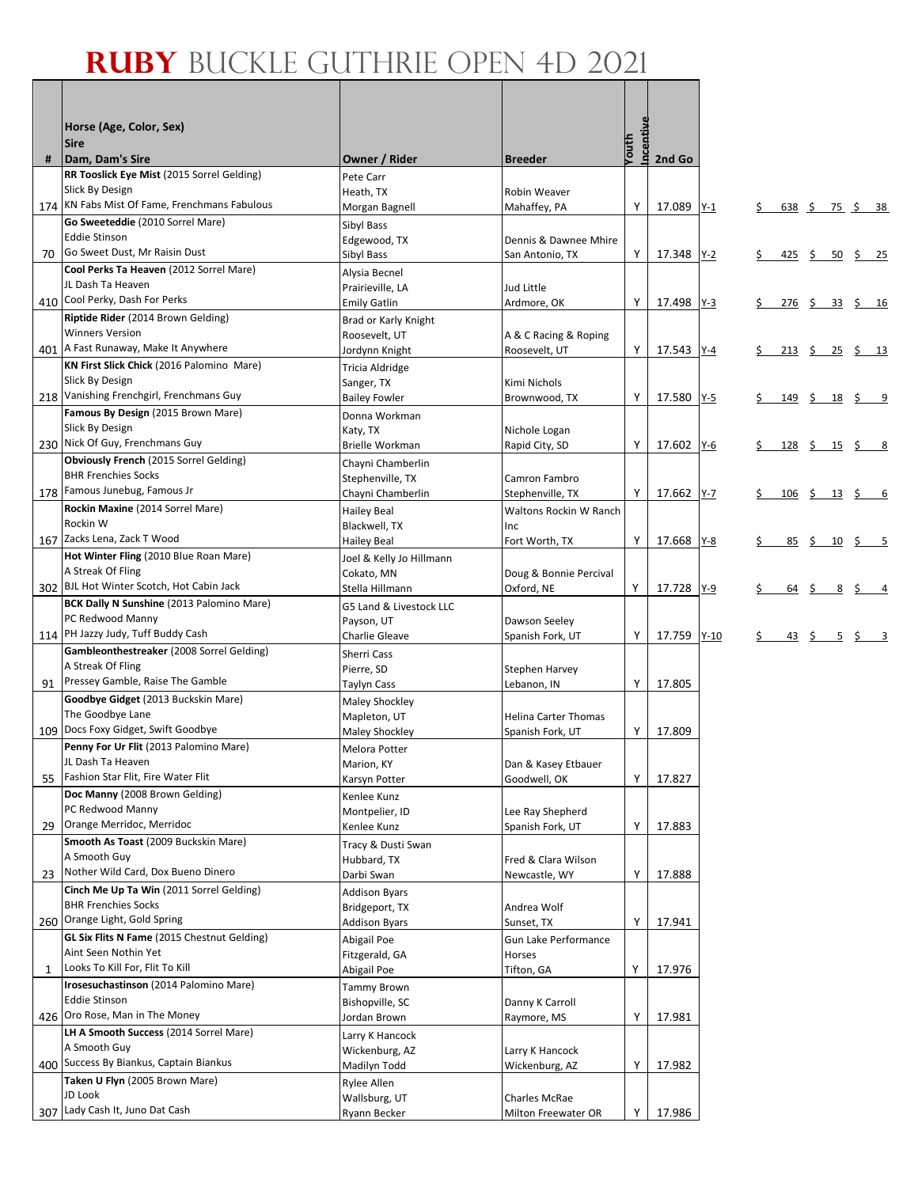# RUBY BUCKLE GUTHRIE OPEN 4D 2021

| # | Horse (Age, Color, Sex)<br>Sire<br>Dam, Dam's Sire | Owner / Rider | Breeder | Youth Incentive | 2nd Go | | | | |
|---|---|---|---|---|---|---|---|---|---|
| 174 | **RR Tooslick Eye Mist** (2015 Sorrel Gelding)<br>Slick By Design<br>KN Fabs Mist Of Fame, Frenchmans Fabulous | Pete Carr<br>Heath, TX<br>Morgan Bagnell | Robin Weaver<br>Mahaffey, PA | Y | 17.089 | Y-1 | $ 638 | $ 75 | $ 38 |
| 70 | **Go Sweeteddie** (2010 Sorrel Mare)<br>Eddie Stinson<br>Go Sweet Dust, Mr Raisin Dust | Sibyl Bass<br>Edgewood, TX<br>Sibyl Bass | Dennis & Dawnee Mhire<br>San Antonio, TX | Y | 17.348 | Y-2 | $ 425 | $ 50 | $ 25 |
| 410 | **Cool Perks Ta Heaven** (2012 Sorrel Mare)<br>JL Dash Ta Heaven<br>Cool Perky, Dash For Perks | Alysia Becnel<br>Prairieville, LA<br>Emily Gatlin | Jud Little<br>Ardmore, OK | Y | 17.498 | Y-3 | $ 276 | $ 33 | $ 16 |
| 401 | **Riptide Rider** (2014 Brown Gelding)<br>Winners Version<br>A Fast Runaway, Make It Anywhere | Brad or Karly Knight<br>Roosevelt, UT<br>Jordynn Knight | A & C Racing & Roping<br>Roosevelt, UT | Y | 17.543 | Y-4 | $ 213 | $ 25 | $ 13 |
| 218 | **KN First Slick Chick** (2016 Palomino Mare)<br>Slick By Design<br>Vanishing Frenchgirl, Frenchmans Guy | Tricia Aldridge<br>Sanger, TX<br>Bailey Fowler | Kimi Nichols<br>Brownwood, TX | Y | 17.580 | Y-5 | $ 149 | $ 18 | $ 9 |
| 230 | **Famous By Design** (2015 Brown Mare)<br>Slick By Design<br>Nick Of Guy, Frenchmans Guy | Donna Workman<br>Katy, TX<br>Brielle Workman | Nichole Logan<br>Rapid City, SD | Y | 17.602 | Y-6 | $ 128 | $ 15 | $ 8 |
| 178 | **Obviously French** (2015 Sorrel Gelding)<br>BHR Frenchies Socks<br>Famous Junebug, Famous Jr | Chayni Chamberlin<br>Stephenville, TX<br>Chayni Chamberlin | Camron Fambro<br>Stephenville, TX | Y | 17.662 | Y-7 | $ 106 | $ 13 | $ 6 |
| 167 | **Rockin Maxine** (2014 Sorrel Mare)<br>Rockin W<br>Zacks Lena, Zack T Wood | Hailey Beal<br>Blackwell, TX<br>Hailey Beal | Waltons Rockin W Ranch Inc<br>Fort Worth, TX | Y | 17.668 | Y-8 | $ 85 | $ 10 | $ 5 |
| 302 | **Hot Winter Fling** (2010 Blue Roan Mare)<br>A Streak Of Fling<br>BJL Hot Winter Scotch, Hot Cabin Jack | Joel & Kelly Jo Hillmann<br>Cokato, MN<br>Stella Hillmann | Doug & Bonnie Percival<br>Oxford, NE | Y | 17.728 | Y-9 | $ 64 | $ 8 | $ 4 |
| 114 | **BCK Dally N Sunshine** (2013 Palomino Mare)<br>PC Redwood Manny<br>PH Jazzy Judy, Tuff Buddy Cash | G5 Land & Livestock LLC<br>Payson, UT<br>Charlie Gleave | Dawson Seeley<br>Spanish Fork, UT | Y | 17.759 | Y-10 | $ 43 | $ 5 | $ 3 |
| 91 | **Gambleonthestreaker** (2008 Sorrel Gelding)<br>A Streak Of Fling<br>Pressey Gamble, Raise The Gamble | Sherri Cass<br>Pierre, SD<br>Taylyn Cass | Stephen Harvey<br>Lebanon, IN | Y | 17.805 | | | | |
| 109 | **Goodbye Gidget** (2013 Buckskin Mare)<br>The Goodbye Lane<br>Docs Foxy Gidget, Swift Goodbye | Maley Shockley<br>Mapleton, UT<br>Maley Shockley | Helina Carter Thomas<br>Spanish Fork, UT | Y | 17.809 | | | | |
| 55 | **Penny For Ur Flit** (2013 Palomino Mare)<br>JL Dash Ta Heaven<br>Fashion Star Flit, Fire Water Flit | Melora Potter<br>Marion, KY<br>Karsyn Potter | Dan & Kasey Etbauer<br>Goodwell, OK | Y | 17.827 | | | | |
| 29 | **Doc Manny** (2008 Brown Gelding)<br>PC Redwood Manny<br>Orange Merridoc, Merridoc | Kenlee Kunz<br>Montpelier, ID<br>Kenlee Kunz | Lee Ray Shepherd<br>Spanish Fork, UT | Y | 17.883 | | | | |
| 23 | **Smooth As Toast** (2009 Buckskin Mare)<br>A Smooth Guy<br>Nother Wild Card, Dox Bueno Dinero | Tracy & Dusti Swan<br>Hubbard, TX<br>Darbi Swan | Fred & Clara Wilson<br>Newcastle, WY | Y | 17.888 | | | | |
| 260 | **Cinch Me Up Ta Win** (2011 Sorrel Gelding)<br>BHR Frenchies Socks<br>Orange Light, Gold Spring | Addison Byars<br>Bridgeport, TX<br>Addison Byars | Andrea Wolf<br>Sunset, TX | Y | 17.941 | | | | |
| 1 | **GL Six Flits N Fame** (2015 Chestnut Gelding)<br>Aint Seen Nothin Yet<br>Looks To Kill For, Flit To Kill | Abigail Poe<br>Fitzgerald, GA<br>Abigail Poe | Gun Lake Performance Horses<br>Tifton, GA | Y | 17.976 | | | | |
| 426 | **Irosesuchastinson** (2014 Palomino Mare)<br>Eddie Stinson<br>Oro Rose, Man in The Money | Tammy Brown<br>Bishopville, SC<br>Jordan Brown | Danny K Carroll<br>Raymore, MS | Y | 17.981 | | | | |
| 400 | **LH A Smooth Success** (2014 Sorrel Mare)<br>A Smooth Guy<br>Success By Biankus, Captain Biankus | Larry K Hancock<br>Wickenburg, AZ<br>Madilyn Todd | Larry K Hancock<br>Wickenburg, AZ | Y | 17.982 | | | | |
| 307 | **Taken U Flyn** (2005 Brown Mare)<br>JD Look<br>Lady Cash It, Juno Dat Cash | Rylee Allen<br>Wallsburg, UT<br>Ryann Becker | Charles McRae<br>Milton Freewater OR | Y | 17.986 | | | | |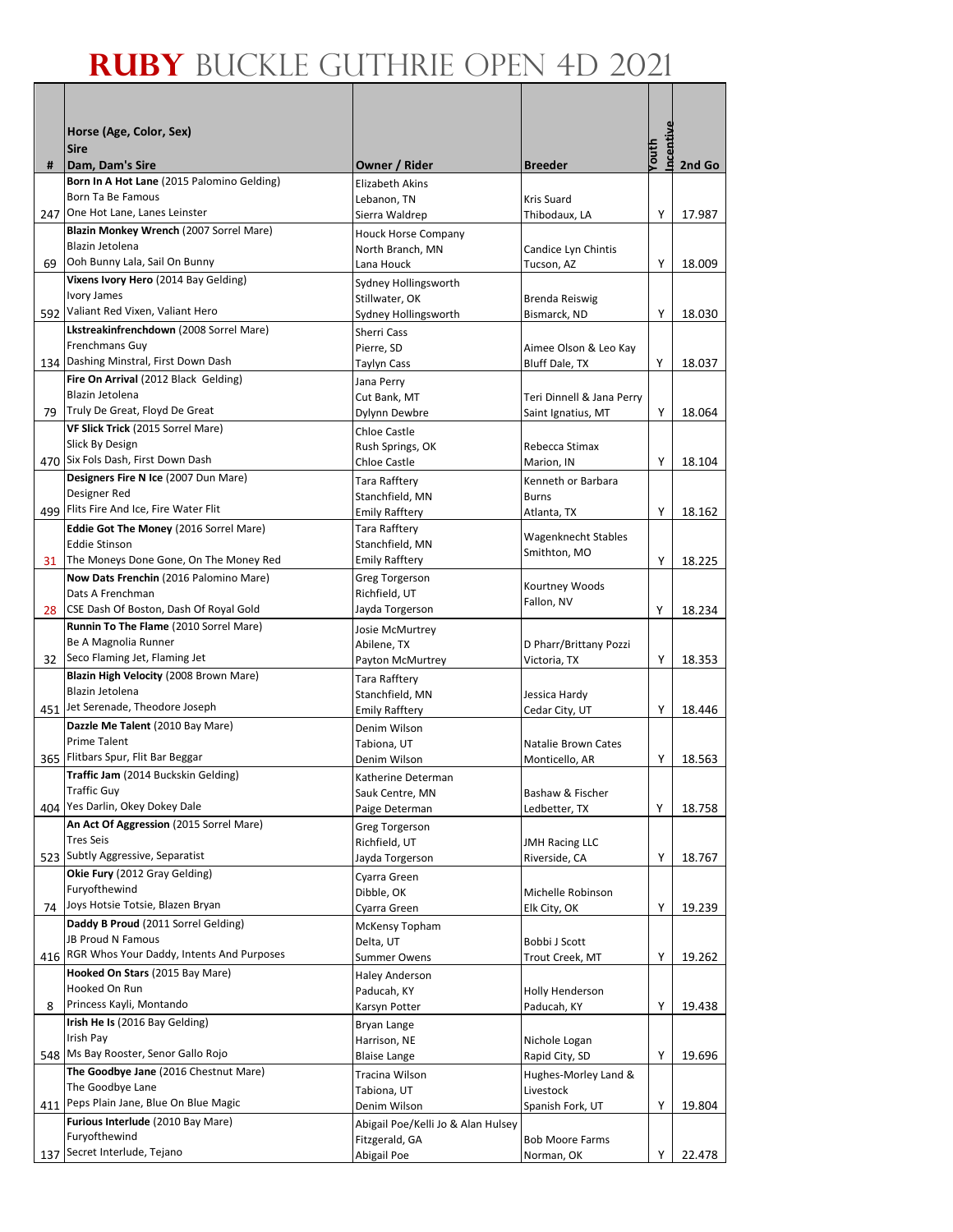# RUBY BUCKLE GUTHRIE OPEN 4D 2021

| # | Horse (Age, Color, Sex)<br>Sire<br>Dam, Dam's Sire | Owner / Rider | Breeder | Youth Incentive | 2nd Go |
|---|---|---|---|---|---|
| 247 | **Born In A Hot Lane** (2015 Palomino Gelding)<br>Born Ta Be Famous<br>One Hot Lane, Lanes Leinster | Elizabeth Akins<br>Lebanon, TN<br>Sierra Waldrep | Kris Suard<br>Thibodaux, LA | Y | 17.987 |
| 69 | **Blazin Monkey Wrench** (2007 Sorrel Mare)<br>Blazin Jetolena<br>Ooh Bunny Lala, Sail On Bunny | Houck Horse Company<br>North Branch, MN<br>Lana Houck | Candice Lyn Chintis<br>Tucson, AZ | Y | 18.009 |
| 592 | **Vixens Ivory Hero** (2014 Bay Gelding)<br>Ivory James<br>Valiant Red Vixen, Valiant Hero | Sydney Hollingsworth<br>Stillwater, OK<br>Sydney Hollingsworth | Brenda Reiswig<br>Bismarck, ND | Y | 18.030 |
| 134 | **Lkstreakinfrenchdown** (2008 Sorrel Mare)<br>Frenchmans Guy<br>Dashing Minstral, First Down Dash | Sherri Cass<br>Pierre, SD<br>Taylyn Cass | Aimee Olson & Leo Kay<br>Bluff Dale, TX | Y | 18.037 |
| 79 | **Fire On Arrival** (2012 Black Gelding)<br>Blazin Jetolena<br>Truly De Great, Floyd De Great | Jana Perry<br>Cut Bank, MT<br>Dylynn Dewbre | Teri Dinnell & Jana Perry<br>Saint Ignatius, MT | Y | 18.064 |
| 470 | **VF Slick Trick** (2015 Sorrel Mare)<br>Slick By Design<br>Six Fols Dash, First Down Dash | Chloe Castle<br>Rush Springs, OK<br>Chloe Castle | Rebecca Stimax<br>Marion, IN | Y | 18.104 |
| 499 | **Designers Fire N Ice** (2007 Dun Mare)<br>Designer Red<br>Flits Fire And Ice, Fire Water Flit | Tara Rafftery<br>Stanchfield, MN<br>Emily Rafftery | Kenneth or Barbara Burns<br>Atlanta, TX | Y | 18.162 |
| 31 | **Eddie Got The Money** (2016 Sorrel Mare)<br>Eddie Stinson<br>The Moneys Done Gone, On The Money Red | Tara Rafftery<br>Stanchfield, MN<br>Emily Rafftery | Wagenknecht Stables<br>Smithton, MO | Y | 18.225 |
| 28 | **Now Dats Frenchin** (2016 Palomino Mare)<br>Dats A Frenchman<br>CSE Dash Of Boston, Dash Of Royal Gold | Greg Torgerson<br>Richfield, UT<br>Jayda Torgerson | Kourtney Woods<br>Fallon, NV | Y | 18.234 |
| 32 | **Runnin To The Flame** (2010 Sorrel Mare)<br>Be A Magnolia Runner<br>Seco Flaming Jet, Flaming Jet | Josie McMurtrey<br>Abilene, TX<br>Payton McMurtrey | D Pharr/Brittany Pozzi<br>Victoria, TX | Y | 18.353 |
| 451 | **Blazin High Velocity** (2008 Brown Mare)<br>Blazin Jetolena<br>Jet Serenade, Theodore Joseph | Tara Rafftery<br>Stanchfield, MN<br>Emily Rafftery | Jessica Hardy<br>Cedar City, UT | Y | 18.446 |
| 365 | **Dazzle Me Talent** (2010 Bay Mare)<br>Prime Talent<br>Flitbars Spur, Flit Bar Beggar | Denim Wilson<br>Tabiona, UT<br>Denim Wilson | Natalie Brown Cates<br>Monticello, AR | Y | 18.563 |
| 404 | **Traffic Jam** (2014 Buckskin Gelding)<br>Traffic Guy<br>Yes Darlin, Okey Dokey Dale | Katherine Determan<br>Sauk Centre, MN<br>Paige Determan | Bashaw & Fischer<br>Ledbetter, TX | Y | 18.758 |
| 523 | **An Act Of Aggression** (2015 Sorrel Mare)<br>Tres Seis<br>Subtly Aggressive, Separatist | Greg Torgerson<br>Richfield, UT<br>Jayda Torgerson | JMH Racing LLC<br>Riverside, CA | Y | 18.767 |
| 74 | **Okie Fury** (2012 Gray Gelding)<br>Furyofthewind<br>Joys Hotsie Totsie, Blazen Bryan | Cyarra Green<br>Dibble, OK<br>Cyarra Green | Michelle Robinson<br>Elk City, OK | Y | 19.239 |
| 416 | **Daddy B Proud** (2011 Sorrel Gelding)<br>JB Proud N Famous<br>RGR Whos Your Daddy, Intents And Purposes | McKensy Topham<br>Delta, UT<br>Summer Owens | Bobbi J Scott<br>Trout Creek, MT | Y | 19.262 |
| 8 | **Hooked On Stars** (2015 Bay Mare)<br>Hooked On Run<br>Princess Kayli, Montando | Haley Anderson<br>Paducah, KY<br>Karsyn Potter | Holly Henderson<br>Paducah, KY | Y | 19.438 |
| 548 | **Irish He Is** (2016 Bay Gelding)<br>Irish Pay<br>Ms Bay Rooster, Senor Gallo Rojo | Bryan Lange<br>Harrison, NE<br>Blaise Lange | Nichole Logan<br>Rapid City, SD | Y | 19.696 |
| 411 | **The Goodbye Jane** (2016 Chestnut Mare)<br>The Goodbye Lane<br>Peps Plain Jane, Blue On Blue Magic | Tracina Wilson<br>Tabiona, UT<br>Denim Wilson | Hughes-Morley Land & Livestock<br>Spanish Fork, UT | Y | 19.804 |
| 137 | **Furious Interlude** (2010 Bay Mare)<br>Furyofthewind<br>Secret Interlude, Tejano | Abigail Poe/Kelli Jo & Alan Hulsey<br>Fitzgerald, GA<br>Abigail Poe | Bob Moore Farms<br>Norman, OK | Y | 22.478 |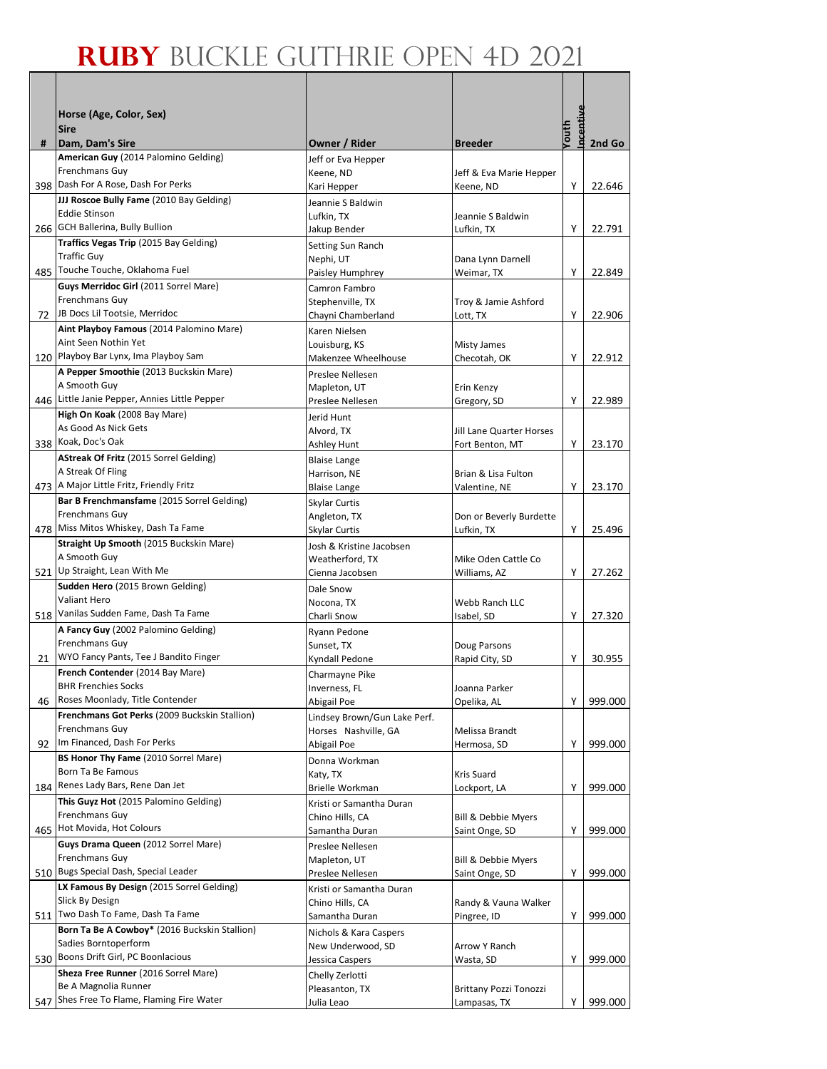# RUBY BUCKLE GUTHRIE OPEN 4D 2021

| # | Horse (Age, Color, Sex)<br>Sire<br>Dam, Dam's Sire | Owner / Rider | Breeder | Youth Incentive | 2nd Go |
|---|---|---|---|---|---|
| 398 | **American Guy** (2014 Palomino Gelding)<br>Frenchmans Guy<br>Dash For A Rose, Dash For Perks | Jeff or Eva Hepper<br>Keene, ND<br>Kari Hepper | Jeff & Eva Marie Hepper<br>Keene, ND | Y | 22.646 |
| 266 | **JJJ Roscoe Bully Fame** (2010 Bay Gelding)<br>Eddie Stinson<br>GCH Ballerina, Bully Bullion | Jeannie S Baldwin<br>Lufkin, TX<br>Jakup Bender | Jeannie S Baldwin<br>Lufkin, TX | Y | 22.791 |
| 485 | **Traffics Vegas Trip** (2015 Bay Gelding)<br>Traffic Guy<br>Touche Touche, Oklahoma Fuel | Setting Sun Ranch<br>Nephi, UT<br>Paisley Humphrey | Dana Lynn Darnell<br>Weimar, TX | Y | 22.849 |
| 72 | **Guys Merridoc Girl** (2011 Sorrel Mare)<br>Frenchmans Guy<br>JB Docs Lil Tootsie, Merridoc | Camron Fambro<br>Stephenville, TX<br>Chayni Chamberland | Troy & Jamie Ashford<br>Lott, TX | Y | 22.906 |
| 120 | **Aint Playboy Famous** (2014 Palomino Mare)<br>Aint Seen Nothin Yet<br>Playboy Bar Lynx, Ima Playboy Sam | Karen Nielsen<br>Louisburg, KS<br>Makenzee Wheelhouse | Misty James<br>Checotah, OK | Y | 22.912 |
| 446 | **A Pepper Smoothie** (2013 Buckskin Mare)<br>A Smooth Guy<br>Little Janie Pepper, Annies Little Pepper | Preslee Nellesen<br>Mapleton, UT<br>Preslee Nellesen | Erin Kenzy<br>Gregory, SD | Y | 22.989 |
| 338 | **High On Koak** (2008 Bay Mare)<br>As Good As Nick Gets<br>Koak, Doc's Oak | Jerid Hunt<br>Alvord, TX<br>Ashley Hunt | Jill Lane Quarter Horses<br>Fort Benton, MT | Y | 23.170 |
| 473 | **AStreak Of Fritz** (2015 Sorrel Gelding)<br>A Streak Of Fling<br>A Major Little Fritz, Friendly Fritz | Blaise Lange<br>Harrison, NE<br>Blaise Lange | Brian & Lisa Fulton<br>Valentine, NE | Y | 23.170 |
| 478 | **Bar B Frenchmansfame** (2015 Sorrel Gelding)<br>Frenchmans Guy<br>Miss Mitos Whiskey, Dash Ta Fame | Skylar Curtis<br>Angleton, TX<br>Skylar Curtis | Don or Beverly Burdette<br>Lufkin, TX | Y | 25.496 |
| 521 | **Straight Up Smooth** (2015 Buckskin Mare)<br>A Smooth Guy<br>Up Straight, Lean With Me | Josh & Kristine Jacobsen<br>Weatherford, TX<br>Cienna Jacobsen | Mike Oden Cattle Co<br>Williams, AZ | Y | 27.262 |
| 518 | **Sudden Hero** (2015 Brown Gelding)<br>Valiant Hero<br>Vanilas Sudden Fame, Dash Ta Fame | Dale Snow<br>Nocona, TX<br>Charli Snow | Webb Ranch LLC<br>Isabel, SD | Y | 27.320 |
| 21 | **A Fancy Guy** (2002 Palomino Gelding)<br>Frenchmans Guy<br>WYO Fancy Pants, Tee J Bandito Finger | Ryann Pedone<br>Sunset, TX<br>Kyndall Pedone | Doug Parsons<br>Rapid City, SD | Y | 30.955 |
| 46 | **French Contender** (2014 Bay Mare)<br>BHR Frenchies Socks<br>Roses Moonlady, Title Contender | Charmayne Pike<br>Inverness, FL<br>Abigail Poe | Joanna Parker<br>Opelika, AL | Y | 999.000 |
| 92 | **Frenchmans Got Perks** (2009 Buckskin Stallion)<br>Frenchmans Guy<br>Im Financed, Dash For Perks | Lindsey Brown/Gun Lake Perf. Horses Nashville, GA<br>Abigail Poe | Melissa Brandt<br>Hermosa, SD | Y | 999.000 |
| 184 | **BS Honor Thy Fame** (2010 Sorrel Mare)<br>Born Ta Be Famous<br>Renes Lady Bars, Rene Dan Jet | Donna Workman<br>Katy, TX<br>Brielle Workman | Kris Suard<br>Lockport, LA | Y | 999.000 |
| 465 | **This Guyz Hot** (2015 Palomino Gelding)<br>Frenchmans Guy<br>Hot Movida, Hot Colours | Kristi or Samantha Duran<br>Chino Hills, CA<br>Samantha Duran | Bill & Debbie Myers<br>Saint Onge, SD | Y | 999.000 |
| 510 | **Guys Drama Queen** (2012 Sorrel Mare)<br>Frenchmans Guy<br>Bugs Special Dash, Special Leader | Preslee Nellesen<br>Mapleton, UT<br>Preslee Nellesen | Bill & Debbie Myers<br>Saint Onge, SD | Y | 999.000 |
| 511 | **LX Famous By Design** (2015 Sorrel Gelding)<br>Slick By Design<br>Two Dash To Fame, Dash Ta Fame | Kristi or Samantha Duran<br>Chino Hills, CA<br>Samantha Duran | Randy & Vauna Walker<br>Pingree, ID | Y | 999.000 |
| 530 | **Born Ta Be A Cowboy*** (2016 Buckskin Stallion)<br>Sadies Borntoperform<br>Boons Drift Girl, PC Boonlacious | Nichols & Kara Caspers<br>New Underwood, SD<br>Jessica Caspers | Arrow Y Ranch<br>Wasta, SD | Y | 999.000 |
| 547 | **Sheza Free Runner** (2016 Sorrel Mare)<br>Be A Magnolia Runner<br>Shes Free To Flame, Flaming Fire Water | Chelly Zerlotti<br>Pleasanton, TX<br>Julia Leao | Brittany Pozzi Tonozzi<br>Lampasas, TX | Y | 999.000 |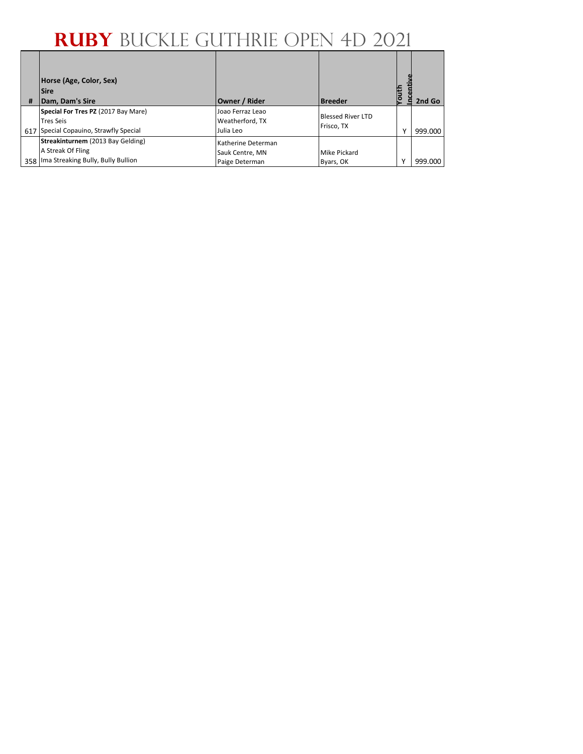# RUBY BUCKLE GUTHRIE OPEN 4D 2021

| # | Horse (Age, Color, Sex)<br>Sire<br>Dam, Dam's Sire | Owner / Rider | Breeder | Youth Incentive | 2nd Go |
|---|---|---|---|---|---|
| 617 | **Special For Tres PZ** (2017 Bay Mare)<br>Tres Seis<br>Special Copauino, Strawfly Special | Joao Ferraz Leao<br>Weatherford, TX<br>Julia Leo | Blessed River LTD<br>Frisco, TX | Y | 999.000 |
| 358 | **Streakinturnem** (2013 Bay Gelding)<br>A Streak Of Fling<br>Ima Streaking Bully, Bully Bullion | Katherine Determan<br>Sauk Centre, MN<br>Paige Determan | Mike Pickard<br>Byars, OK | Y | 999.000 |